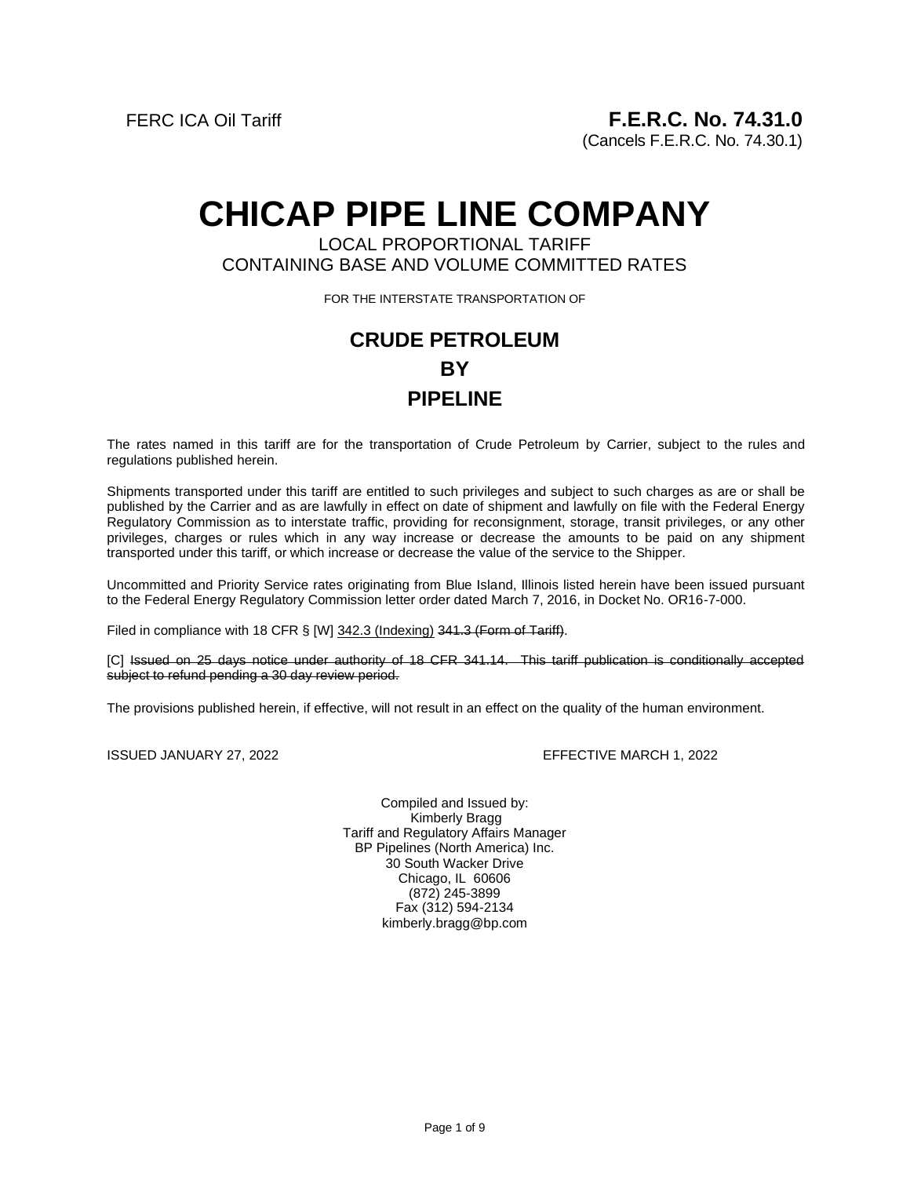FERC ICA Oil Tariff

**F.E.R.C. No. 74.31.0**
(Cancels F.E.R.C. No. 74.30.1)

# CHICAP PIPE LINE COMPANY

LOCAL PROPORTIONAL TARIFF
CONTAINING BASE AND VOLUME COMMITTED RATES

FOR THE INTERSTATE TRANSPORTATION OF

## CRUDE PETROLEUM
## BY
## PIPELINE

The rates named in this tariff are for the transportation of Crude Petroleum by Carrier, subject to the rules and regulations published herein.

Shipments transported under this tariff are entitled to such privileges and subject to such charges as are or shall be published by the Carrier and as are lawfully in effect on date of shipment and lawfully on file with the Federal Energy Regulatory Commission as to interstate traffic, providing for reconsignment, storage, transit privileges, or any other privileges, charges or rules which in any way increase or decrease the amounts to be paid on any shipment transported under this tariff, or which increase or decrease the value of the service to the Shipper.

Uncommitted and Priority Service rates originating from Blue Island, Illinois listed herein have been issued pursuant to the Federal Energy Regulatory Commission letter order dated March 7, 2016, in Docket No. OR16-7-000.

Filed in compliance with 18 CFR § [W] <u>342.3 (Indexing)</u> ~~341.3 (Form of Tariff)~~.

[C] ~~Issued on 25 days notice under authority of 18 CFR 341.14. This tariff publication is conditionally accepted subject to refund pending a 30 day review period.~~

The provisions published herein, if effective, will not result in an effect on the quality of the human environment.

ISSUED JANUARY 27, 2022

EFFECTIVE MARCH 1, 2022

Compiled and Issued by:
Kimberly Bragg
Tariff and Regulatory Affairs Manager
BP Pipelines (North America) Inc.
30 South Wacker Drive
Chicago, IL 60606
(872) 245-3899
Fax (312) 594-2134
kimberly.bragg@bp.com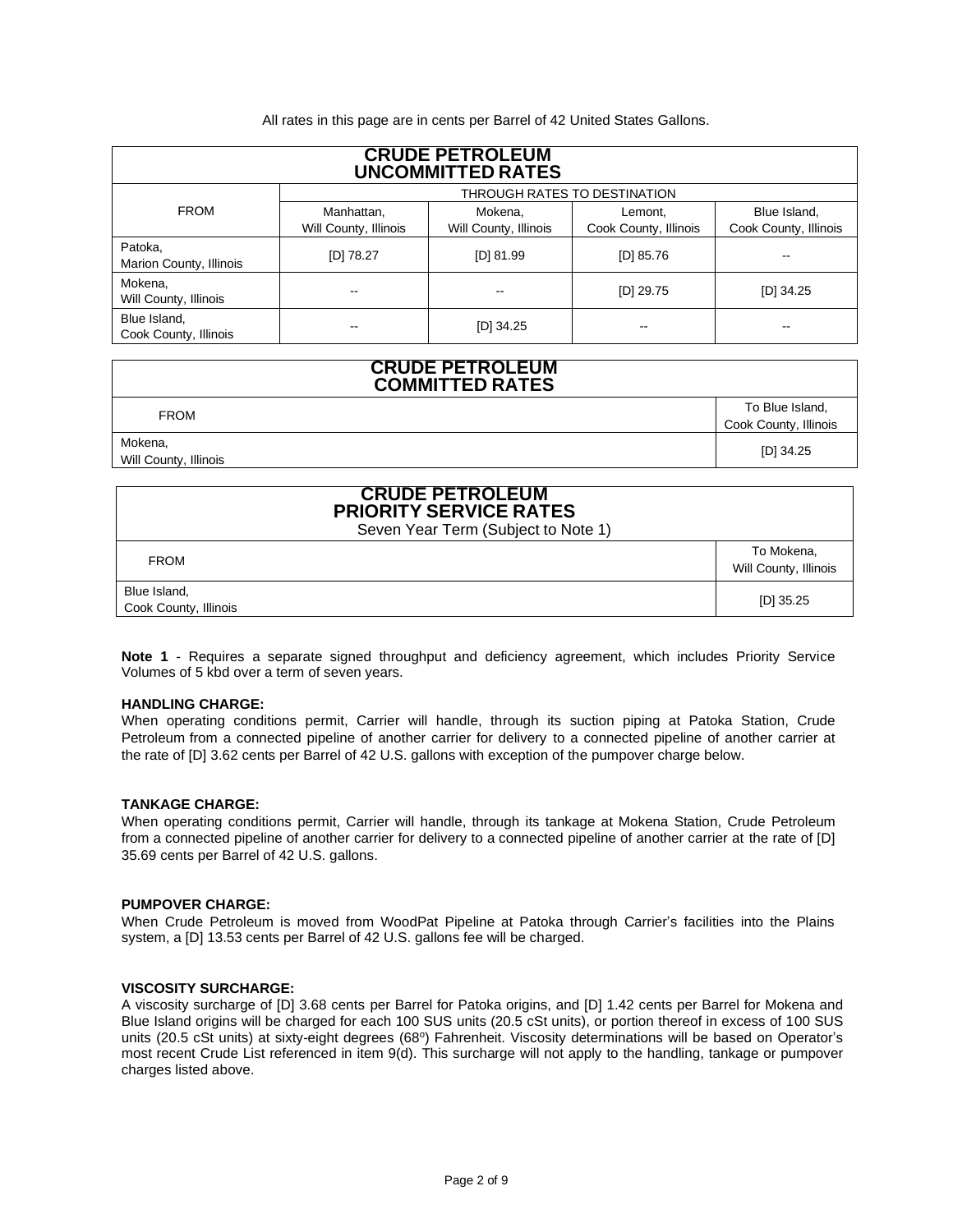All rates in this page are in cents per Barrel of 42 United States Gallons.

| CRUDE PETROLEUM UNCOMMITTED RATES | | | | |
|---|---|---|---|---|
| FROM | THROUGH RATES TO DESTINATION | | | |
| | Manhattan, Will County, Illinois | Mokena, Will County, Illinois | Lemont, Cook County, Illinois | Blue Island, Cook County, Illinois |
| Patoka, Marion County, Illinois | [D] 78.27 | [D] 81.99 | [D] 85.76 | -- |
| Mokena, Will County, Illinois | -- | -- | [D] 29.75 | [D] 34.25 |
| Blue Island, Cook County, Illinois | -- | [D] 34.25 | -- | -- |

| CRUDE PETROLEUM COMMITTED RATES | |
|---|---|
| FROM | To Blue Island, Cook County, Illinois |
| Mokena, Will County, Illinois | [D] 34.25 |

| CRUDE PETROLEUM PRIORITY SERVICE RATES Seven Year Term (Subject to Note 1) | |
|---|---|
| FROM | To Mokena, Will County, Illinois |
| Blue Island, Cook County, Illinois | [D] 35.25 |

**Note 1** - Requires a separate signed throughput and deficiency agreement, which includes Priority Service Volumes of 5 kbd over a term of seven years.

**HANDLING CHARGE:**
When operating conditions permit, Carrier will handle, through its suction piping at Patoka Station, Crude Petroleum from a connected pipeline of another carrier for delivery to a connected pipeline of another carrier at the rate of [D] 3.62 cents per Barrel of 42 U.S. gallons with exception of the pumpover charge below.

**TANKAGE CHARGE:**
When operating conditions permit, Carrier will handle, through its tankage at Mokena Station, Crude Petroleum from a connected pipeline of another carrier for delivery to a connected pipeline of another carrier at the rate of [D] 35.69 cents per Barrel of 42 U.S. gallons.

**PUMPOVER CHARGE:**
When Crude Petroleum is moved from WoodPat Pipeline at Patoka through Carrier's facilities into the Plains system, a [D] 13.53 cents per Barrel of 42 U.S. gallons fee will be charged.

**VISCOSITY SURCHARGE:**
A viscosity surcharge of [D] 3.68 cents per Barrel for Patoka origins, and [D] 1.42 cents per Barrel for Mokena and Blue Island origins will be charged for each 100 SUS units (20.5 cSt units), or portion thereof in excess of 100 SUS units (20.5 cSt units) at sixty-eight degrees (68°) Fahrenheit. Viscosity determinations will be based on Operator's most recent Crude List referenced in item 9(d). This surcharge will not apply to the handling, tankage or pumpover charges listed above.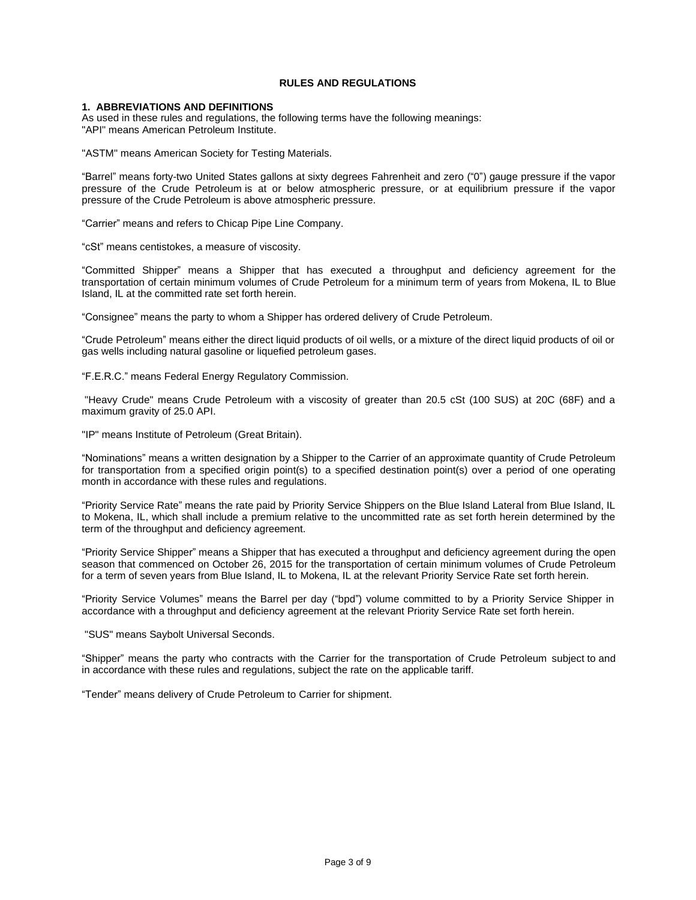# RULES AND REGULATIONS

## 1. ABBREVIATIONS AND DEFINITIONS

As used in these rules and regulations, the following terms have the following meanings:

"API" means American Petroleum Institute.

"ASTM" means American Society for Testing Materials.

“Barrel” means forty-two United States gallons at sixty degrees Fahrenheit and zero (“0”) gauge pressure if the vapor pressure of the Crude Petroleum is at or below atmospheric pressure, or at equilibrium pressure if the vapor pressure of the Crude Petroleum is above atmospheric pressure.

“Carrier” means and refers to Chicap Pipe Line Company.

“cSt” means centistokes, a measure of viscosity.

“Committed Shipper” means a Shipper that has executed a throughput and deficiency agreement for the transportation of certain minimum volumes of Crude Petroleum for a minimum term of years from Mokena, IL to Blue Island, IL at the committed rate set forth herein.

“Consignee” means the party to whom a Shipper has ordered delivery of Crude Petroleum.

“Crude Petroleum” means either the direct liquid products of oil wells, or a mixture of the direct liquid products of oil or gas wells including natural gasoline or liquefied petroleum gases.

“F.E.R.C.” means Federal Energy Regulatory Commission.

"Heavy Crude" means Crude Petroleum with a viscosity of greater than 20.5 cSt (100 SUS) at 20C (68F) and a maximum gravity of 25.0 API.

"IP" means Institute of Petroleum (Great Britain).

“Nominations” means a written designation by a Shipper to the Carrier of an approximate quantity of Crude Petroleum for transportation from a specified origin point(s) to a specified destination point(s) over a period of one operating month in accordance with these rules and regulations.

“Priority Service Rate” means the rate paid by Priority Service Shippers on the Blue Island Lateral from Blue Island, IL to Mokena, IL, which shall include a premium relative to the uncommitted rate as set forth herein determined by the term of the throughput and deficiency agreement.

“Priority Service Shipper” means a Shipper that has executed a throughput and deficiency agreement during the open season that commenced on October 26, 2015 for the transportation of certain minimum volumes of Crude Petroleum for a term of seven years from Blue Island, IL to Mokena, IL at the relevant Priority Service Rate set forth herein.

“Priority Service Volumes” means the Barrel per day (“bpd”) volume committed to by a Priority Service Shipper in accordance with a throughput and deficiency agreement at the relevant Priority Service Rate set forth herein.

"SUS" means Saybolt Universal Seconds.

“Shipper” means the party who contracts with the Carrier for the transportation of Crude Petroleum subject to and in accordance with these rules and regulations, subject the rate on the applicable tariff.

“Tender” means delivery of Crude Petroleum to Carrier for shipment.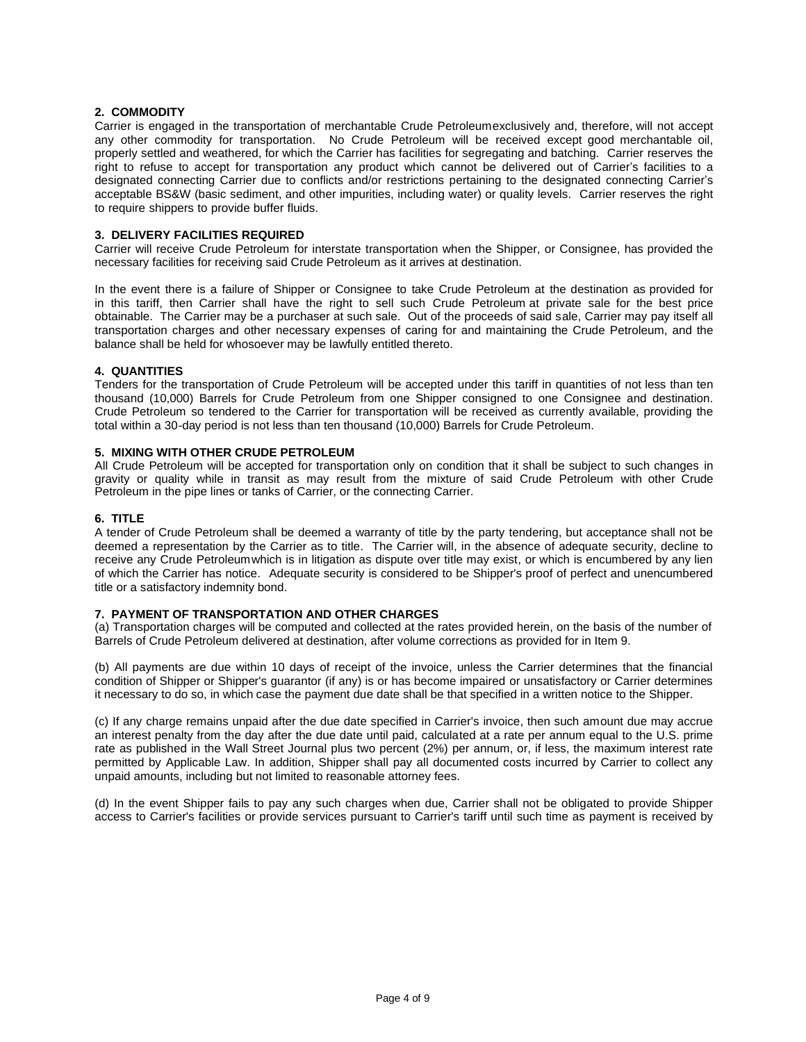### 2. COMMODITY

Carrier is engaged in the transportation of merchantable Crude Petroleum exclusively and, therefore, will not accept any other commodity for transportation. No Crude Petroleum will be received except good merchantable oil, properly settled and weathered, for which the Carrier has facilities for segregating and batching. Carrier reserves the right to refuse to accept for transportation any product which cannot be delivered out of Carrier's facilities to a designated connecting Carrier due to conflicts and/or restrictions pertaining to the designated connecting Carrier's acceptable BS&W (basic sediment, and other impurities, including water) or quality levels. Carrier reserves the right to require shippers to provide buffer fluids.

### 3. DELIVERY FACILITIES REQUIRED

Carrier will receive Crude Petroleum for interstate transportation when the Shipper, or Consignee, has provided the necessary facilities for receiving said Crude Petroleum as it arrives at destination.

In the event there is a failure of Shipper or Consignee to take Crude Petroleum at the destination as provided for in this tariff, then Carrier shall have the right to sell such Crude Petroleum at private sale for the best price obtainable. The Carrier may be a purchaser at such sale. Out of the proceeds of said sale, Carrier may pay itself all transportation charges and other necessary expenses of caring for and maintaining the Crude Petroleum, and the balance shall be held for whosoever may be lawfully entitled thereto.

### 4. QUANTITIES

Tenders for the transportation of Crude Petroleum will be accepted under this tariff in quantities of not less than ten thousand (10,000) Barrels for Crude Petroleum from one Shipper consigned to one Consignee and destination. Crude Petroleum so tendered to the Carrier for transportation will be received as currently available, providing the total within a 30-day period is not less than ten thousand (10,000) Barrels for Crude Petroleum.

### 5. MIXING WITH OTHER CRUDE PETROLEUM

All Crude Petroleum will be accepted for transportation only on condition that it shall be subject to such changes in gravity or quality while in transit as may result from the mixture of said Crude Petroleum with other Crude Petroleum in the pipe lines or tanks of Carrier, or the connecting Carrier.

### 6. TITLE

A tender of Crude Petroleum shall be deemed a warranty of title by the party tendering, but acceptance shall not be deemed a representation by the Carrier as to title. The Carrier will, in the absence of adequate security, decline to receive any Crude Petroleum which is in litigation as dispute over title may exist, or which is encumbered by any lien of which the Carrier has notice. Adequate security is considered to be Shipper's proof of perfect and unencumbered title or a satisfactory indemnity bond.

### 7. PAYMENT OF TRANSPORTATION AND OTHER CHARGES

(a) Transportation charges will be computed and collected at the rates provided herein, on the basis of the number of Barrels of Crude Petroleum delivered at destination, after volume corrections as provided for in Item 9.

(b) All payments are due within 10 days of receipt of the invoice, unless the Carrier determines that the financial condition of Shipper or Shipper's guarantor (if any) is or has become impaired or unsatisfactory or Carrier determines it necessary to do so, in which case the payment due date shall be that specified in a written notice to the Shipper.

(c) If any charge remains unpaid after the due date specified in Carrier's invoice, then such amount due may accrue an interest penalty from the day after the due date until paid, calculated at a rate per annum equal to the U.S. prime rate as published in the Wall Street Journal plus two percent (2%) per annum, or, if less, the maximum interest rate permitted by Applicable Law. In addition, Shipper shall pay all documented costs incurred by Carrier to collect any unpaid amounts, including but not limited to reasonable attorney fees.

(d) In the event Shipper fails to pay any such charges when due, Carrier shall not be obligated to provide Shipper access to Carrier's facilities or provide services pursuant to Carrier's tariff until such time as payment is received by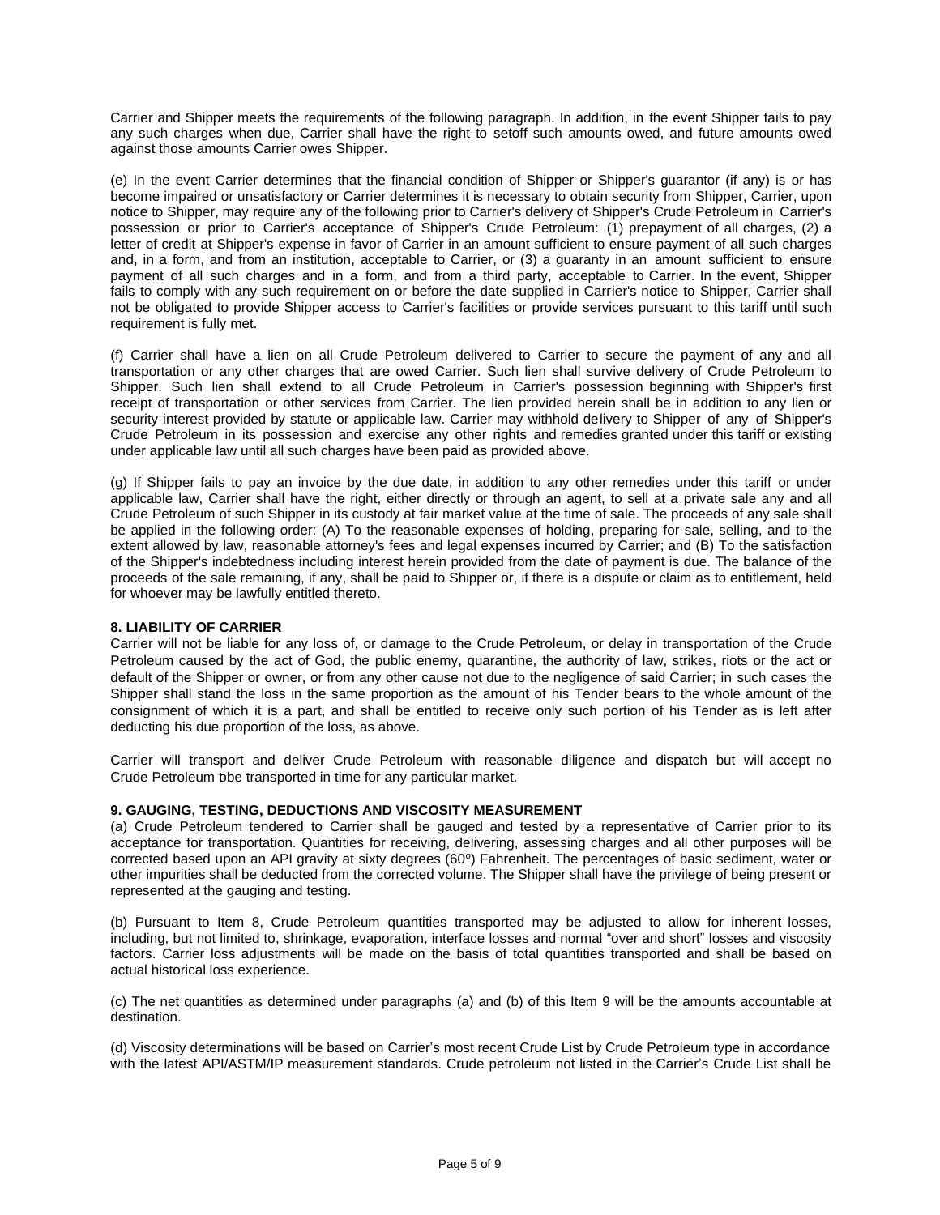Carrier and Shipper meets the requirements of the following paragraph. In addition, in the event Shipper fails to pay any such charges when due, Carrier shall have the right to setoff such amounts owed, and future amounts owed against those amounts Carrier owes Shipper.

(e) In the event Carrier determines that the financial condition of Shipper or Shipper's guarantor (if any) is or has become impaired or unsatisfactory or Carrier determines it is necessary to obtain security from Shipper, Carrier, upon notice to Shipper, may require any of the following prior to Carrier's delivery of Shipper's Crude Petroleum in Carrier's possession or prior to Carrier's acceptance of Shipper's Crude Petroleum: (1) prepayment of all charges, (2) a letter of credit at Shipper's expense in favor of Carrier in an amount sufficient to ensure payment of all such charges and, in a form, and from an institution, acceptable to Carrier, or (3) a guaranty in an amount sufficient to ensure payment of all such charges and in a form, and from a third party, acceptable to Carrier. In the event, Shipper fails to comply with any such requirement on or before the date supplied in Carrier's notice to Shipper, Carrier shall not be obligated to provide Shipper access to Carrier's facilities or provide services pursuant to this tariff until such requirement is fully met.

(f) Carrier shall have a lien on all Crude Petroleum delivered to Carrier to secure the payment of any and all transportation or any other charges that are owed Carrier. Such lien shall survive delivery of Crude Petroleum to Shipper. Such lien shall extend to all Crude Petroleum in Carrier's possession beginning with Shipper's first receipt of transportation or other services from Carrier. The lien provided herein shall be in addition to any lien or security interest provided by statute or applicable law. Carrier may withhold delivery to Shipper of any of Shipper's Crude Petroleum in its possession and exercise any other rights and remedies granted under this tariff or existing under applicable law until all such charges have been paid as provided above.

(g) If Shipper fails to pay an invoice by the due date, in addition to any other remedies under this tariff or under applicable law, Carrier shall have the right, either directly or through an agent, to sell at a private sale any and all Crude Petroleum of such Shipper in its custody at fair market value at the time of sale. The proceeds of any sale shall be applied in the following order: (A) To the reasonable expenses of holding, preparing for sale, selling, and to the extent allowed by law, reasonable attorney's fees and legal expenses incurred by Carrier; and (B) To the satisfaction of the Shipper's indebtedness including interest herein provided from the date of payment is due. The balance of the proceeds of the sale remaining, if any, shall be paid to Shipper or, if there is a dispute or claim as to entitlement, held for whoever may be lawfully entitled thereto.

**8. LIABILITY OF CARRIER**

Carrier will not be liable for any loss of, or damage to the Crude Petroleum, or delay in transportation of the Crude Petroleum caused by the act of God, the public enemy, quarantine, the authority of law, strikes, riots or the act or default of the Shipper or owner, or from any other cause not due to the negligence of said Carrier; in such cases the Shipper shall stand the loss in the same proportion as the amount of his Tender bears to the whole amount of the consignment of which it is a part, and shall be entitled to receive only such portion of his Tender as is left after deducting his due proportion of the loss, as above.

Carrier will transport and deliver Crude Petroleum with reasonable diligence and dispatch but will accept no Crude Petroleum to be transported in time for any particular market.

**9. GAUGING, TESTING, DEDUCTIONS AND VISCOSITY MEASUREMENT**

(a) Crude Petroleum tendered to Carrier shall be gauged and tested by a representative of Carrier prior to its acceptance for transportation. Quantities for receiving, delivering, assessing charges and all other purposes will be corrected based upon an API gravity at sixty degrees (60°) Fahrenheit. The percentages of basic sediment, water or other impurities shall be deducted from the corrected volume. The Shipper shall have the privilege of being present or represented at the gauging and testing.

(b) Pursuant to Item 8, Crude Petroleum quantities transported may be adjusted to allow for inherent losses, including, but not limited to, shrinkage, evaporation, interface losses and normal "over and short" losses and viscosity factors. Carrier loss adjustments will be made on the basis of total quantities transported and shall be based on actual historical loss experience.

(c) The net quantities as determined under paragraphs (a) and (b) of this Item 9 will be the amounts accountable at destination.

(d) Viscosity determinations will be based on Carrier's most recent Crude List by Crude Petroleum type in accordance with the latest API/ASTM/IP measurement standards. Crude petroleum not listed in the Carrier's Crude List shall be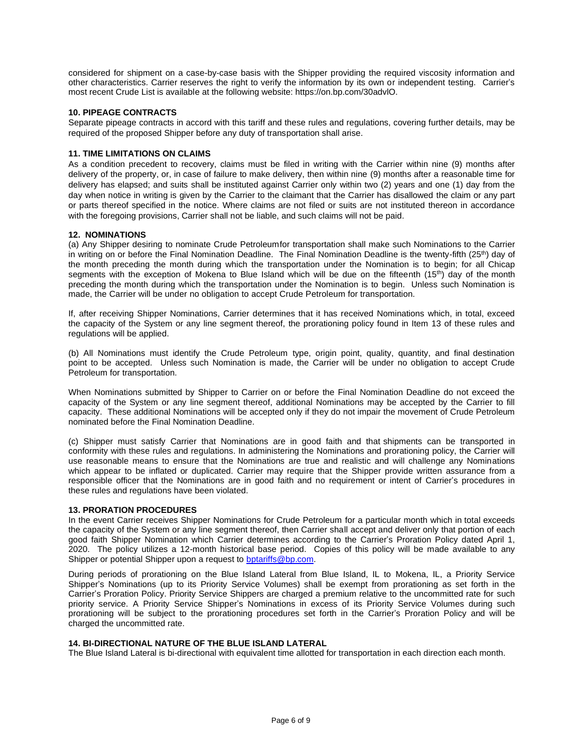considered for shipment on a case-by-case basis with the Shipper providing the required viscosity information and other characteristics. Carrier reserves the right to verify the information by its own or independent testing. Carrier's most recent Crude List is available at the following website: https://on.bp.com/30advlO.

### 10. PIPEAGE CONTRACTS

Separate pipeage contracts in accord with this tariff and these rules and regulations, covering further details, may be required of the proposed Shipper before any duty of transportation shall arise.

### 11. TIME LIMITATIONS ON CLAIMS

As a condition precedent to recovery, claims must be filed in writing with the Carrier within nine (9) months after delivery of the property, or, in case of failure to make delivery, then within nine (9) months after a reasonable time for delivery has elapsed; and suits shall be instituted against Carrier only within two (2) years and one (1) day from the day when notice in writing is given by the Carrier to the claimant that the Carrier has disallowed the claim or any part or parts thereof specified in the notice. Where claims are not filed or suits are not instituted thereon in accordance with the foregoing provisions, Carrier shall not be liable, and such claims will not be paid.

### 12. NOMINATIONS

(a) Any Shipper desiring to nominate Crude Petroleumfor transportation shall make such Nominations to the Carrier in writing on or before the Final Nomination Deadline. The Final Nomination Deadline is the twenty-fifth (25th) day of the month preceding the month during which the transportation under the Nomination is to begin; for all Chicap segments with the exception of Mokena to Blue Island which will be due on the fifteenth (15th) day of the month preceding the month during which the transportation under the Nomination is to begin. Unless such Nomination is made, the Carrier will be under no obligation to accept Crude Petroleum for transportation.

If, after receiving Shipper Nominations, Carrier determines that it has received Nominations which, in total, exceed the capacity of the System or any line segment thereof, the prorationing policy found in Item 13 of these rules and regulations will be applied.

(b) All Nominations must identify the Crude Petroleum type, origin point, quality, quantity, and final destination point to be accepted. Unless such Nomination is made, the Carrier will be under no obligation to accept Crude Petroleum for transportation.

When Nominations submitted by Shipper to Carrier on or before the Final Nomination Deadline do not exceed the capacity of the System or any line segment thereof, additional Nominations may be accepted by the Carrier to fill capacity. These additional Nominations will be accepted only if they do not impair the movement of Crude Petroleum nominated before the Final Nomination Deadline.

(c) Shipper must satisfy Carrier that Nominations are in good faith and that shipments can be transported in conformity with these rules and regulations. In administering the Nominations and prorationing policy, the Carrier will use reasonable means to ensure that the Nominations are true and realistic and will challenge any Nominations which appear to be inflated or duplicated. Carrier may require that the Shipper provide written assurance from a responsible officer that the Nominations are in good faith and no requirement or intent of Carrier's procedures in these rules and regulations have been violated.

### 13. PRORATION PROCEDURES

In the event Carrier receives Shipper Nominations for Crude Petroleum for a particular month which in total exceeds the capacity of the System or any line segment thereof, then Carrier shall accept and deliver only that portion of each good faith Shipper Nomination which Carrier determines according to the Carrier's Proration Policy dated April 1, 2020. The policy utilizes a 12-month historical base period. Copies of this policy will be made available to any Shipper or potential Shipper upon a request to bptariffs@bp.com.

During periods of prorationing on the Blue Island Lateral from Blue Island, IL to Mokena, IL, a Priority Service Shipper's Nominations (up to its Priority Service Volumes) shall be exempt from prorationing as set forth in the Carrier's Proration Policy. Priority Service Shippers are charged a premium relative to the uncommitted rate for such priority service. A Priority Service Shipper's Nominations in excess of its Priority Service Volumes during such prorationing will be subject to the prorationing procedures set forth in the Carrier's Proration Policy and will be charged the uncommitted rate.

### 14. BI-DIRECTIONAL NATURE OF THE BLUE ISLAND LATERAL

The Blue Island Lateral is bi-directional with equivalent time allotted for transportation in each direction each month.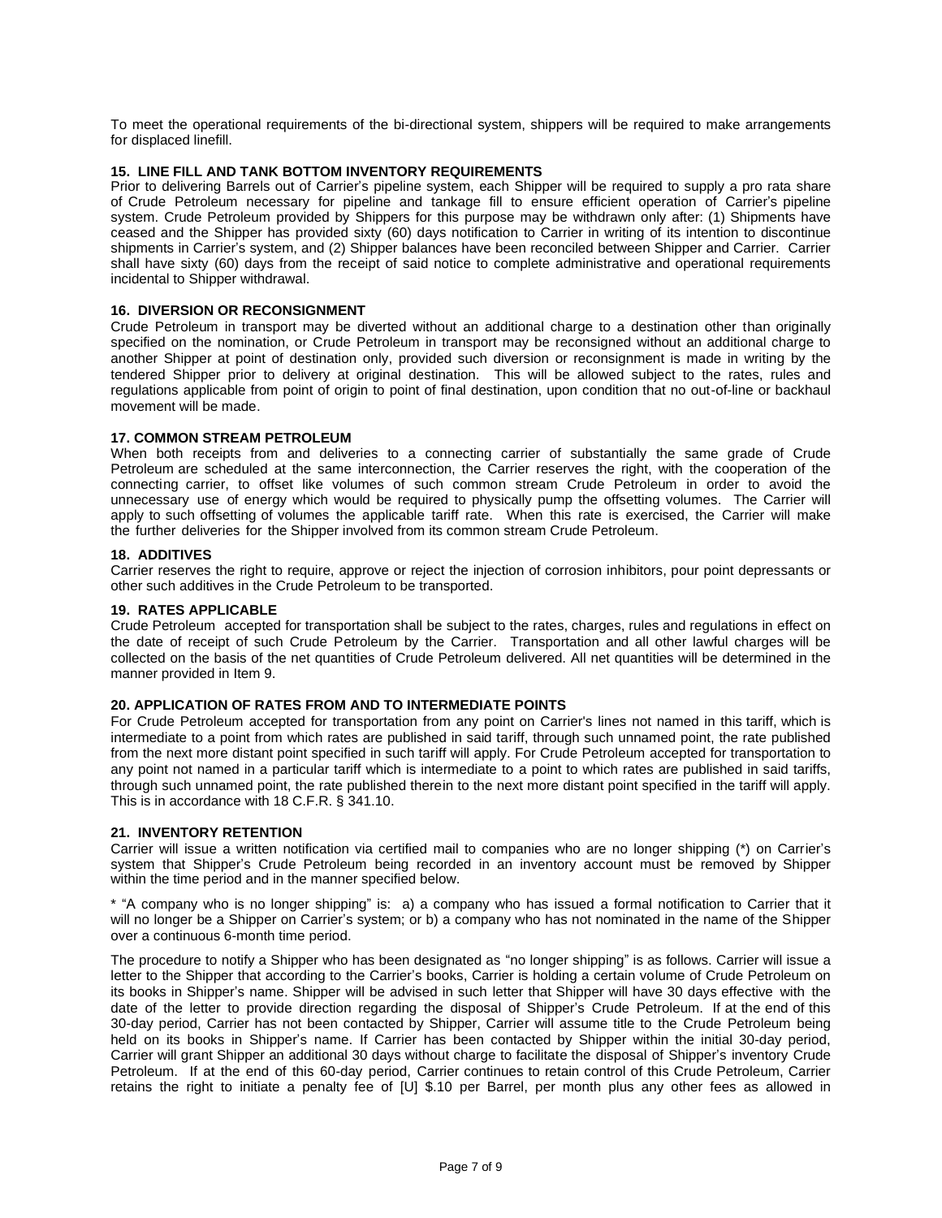To meet the operational requirements of the bi-directional system, shippers will be required to make arrangements for displaced linefill.

### 15. LINE FILL AND TANK BOTTOM INVENTORY REQUIREMENTS

Prior to delivering Barrels out of Carrier's pipeline system, each Shipper will be required to supply a pro rata share of Crude Petroleum necessary for pipeline and tankage fill to ensure efficient operation of Carrier's pipeline system. Crude Petroleum provided by Shippers for this purpose may be withdrawn only after: (1) Shipments have ceased and the Shipper has provided sixty (60) days notification to Carrier in writing of its intention to discontinue shipments in Carrier's system, and (2) Shipper balances have been reconciled between Shipper and Carrier. Carrier shall have sixty (60) days from the receipt of said notice to complete administrative and operational requirements incidental to Shipper withdrawal.

### 16. DIVERSION OR RECONSIGNMENT

Crude Petroleum in transport may be diverted without an additional charge to a destination other than originally specified on the nomination, or Crude Petroleum in transport may be reconsigned without an additional charge to another Shipper at point of destination only, provided such diversion or reconsignment is made in writing by the tendered Shipper prior to delivery at original destination. This will be allowed subject to the rates, rules and regulations applicable from point of origin to point of final destination, upon condition that no out-of-line or backhaul movement will be made.

### 17. COMMON STREAM PETROLEUM

When both receipts from and deliveries to a connecting carrier of substantially the same grade of Crude Petroleum are scheduled at the same interconnection, the Carrier reserves the right, with the cooperation of the connecting carrier, to offset like volumes of such common stream Crude Petroleum in order to avoid the unnecessary use of energy which would be required to physically pump the offsetting volumes. The Carrier will apply to such offsetting of volumes the applicable tariff rate. When this rate is exercised, the Carrier will make the further deliveries for the Shipper involved from its common stream Crude Petroleum.

### 18. ADDITIVES

Carrier reserves the right to require, approve or reject the injection of corrosion inhibitors, pour point depressants or other such additives in the Crude Petroleum to be transported.

### 19. RATES APPLICABLE

Crude Petroleum accepted for transportation shall be subject to the rates, charges, rules and regulations in effect on the date of receipt of such Crude Petroleum by the Carrier. Transportation and all other lawful charges will be collected on the basis of the net quantities of Crude Petroleum delivered. All net quantities will be determined in the manner provided in Item 9.

### 20. APPLICATION OF RATES FROM AND TO INTERMEDIATE POINTS

For Crude Petroleum accepted for transportation from any point on Carrier's lines not named in this tariff, which is intermediate to a point from which rates are published in said tariff, through such unnamed point, the rate published from the next more distant point specified in such tariff will apply. For Crude Petroleum accepted for transportation to any point not named in a particular tariff which is intermediate to a point to which rates are published in said tariffs, through such unnamed point, the rate published therein to the next more distant point specified in the tariff will apply. This is in accordance with 18 C.F.R. § 341.10.

### 21. INVENTORY RETENTION

Carrier will issue a written notification via certified mail to companies who are no longer shipping (*) on Carrier's system that Shipper's Crude Petroleum being recorded in an inventory account must be removed by Shipper within the time period and in the manner specified below.

* "A company who is no longer shipping" is: a) a company who has issued a formal notification to Carrier that it will no longer be a Shipper on Carrier's system; or b) a company who has not nominated in the name of the Shipper over a continuous 6-month time period.

The procedure to notify a Shipper who has been designated as "no longer shipping" is as follows. Carrier will issue a letter to the Shipper that according to the Carrier's books, Carrier is holding a certain volume of Crude Petroleum on its books in Shipper's name. Shipper will be advised in such letter that Shipper will have 30 days effective with the date of the letter to provide direction regarding the disposal of Shipper's Crude Petroleum. If at the end of this 30-day period, Carrier has not been contacted by Shipper, Carrier will assume title to the Crude Petroleum being held on its books in Shipper's name. If Carrier has been contacted by Shipper within the initial 30-day period, Carrier will grant Shipper an additional 30 days without charge to facilitate the disposal of Shipper's inventory Crude Petroleum. If at the end of this 60-day period, Carrier continues to retain control of this Crude Petroleum, Carrier retains the right to initiate a penalty fee of [U] $.10 per Barrel, per month plus any other fees as allowed in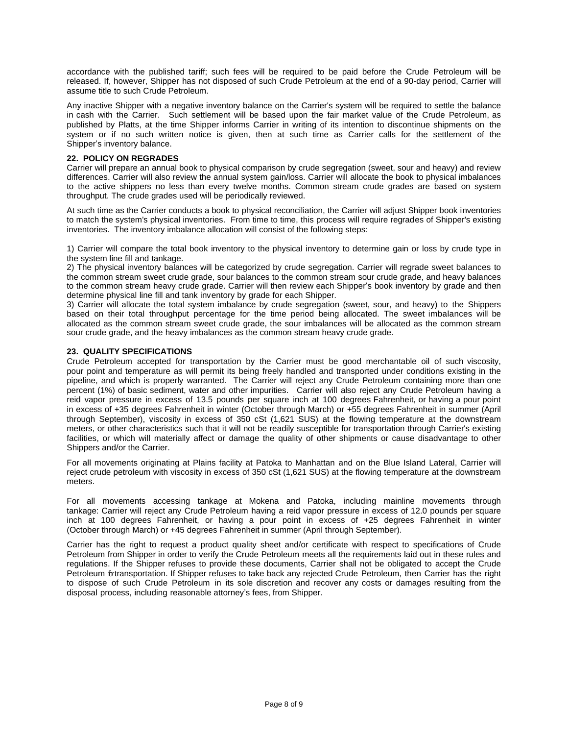accordance with the published tariff; such fees will be required to be paid before the Crude Petroleum will be released. If, however, Shipper has not disposed of such Crude Petroleum at the end of a 90-day period, Carrier will assume title to such Crude Petroleum.

Any inactive Shipper with a negative inventory balance on the Carrier's system will be required to settle the balance in cash with the Carrier. Such settlement will be based upon the fair market value of the Crude Petroleum, as published by Platts, at the time Shipper informs Carrier in writing of its intention to discontinue shipments on the system or if no such written notice is given, then at such time as Carrier calls for the settlement of the Shipper's inventory balance.

**22. POLICY ON REGRADES**

Carrier will prepare an annual book to physical comparison by crude segregation (sweet, sour and heavy) and review differences. Carrier will also review the annual system gain/loss. Carrier will allocate the book to physical imbalances to the active shippers no less than every twelve months. Common stream crude grades are based on system throughput. The crude grades used will be periodically reviewed.

At such time as the Carrier conducts a book to physical reconciliation, the Carrier will adjust Shipper book inventories to match the system's physical inventories. From time to time, this process will require regrades of Shipper's existing inventories. The inventory imbalance allocation will consist of the following steps:

1) Carrier will compare the total book inventory to the physical inventory to determine gain or loss by crude type in the system line fill and tankage.
2) The physical inventory balances will be categorized by crude segregation. Carrier will regrade sweet balances to the common stream sweet crude grade, sour balances to the common stream sour crude grade, and heavy balances to the common stream heavy crude grade. Carrier will then review each Shipper's book inventory by grade and then determine physical line fill and tank inventory by grade for each Shipper.
3) Carrier will allocate the total system imbalance by crude segregation (sweet, sour, and heavy) to the Shippers based on their total throughput percentage for the time period being allocated. The sweet imbalances will be allocated as the common stream sweet crude grade, the sour imbalances will be allocated as the common stream sour crude grade, and the heavy imbalances as the common stream heavy crude grade.

**23. QUALITY SPECIFICATIONS**

Crude Petroleum accepted for transportation by the Carrier must be good merchantable oil of such viscosity, pour point and temperature as will permit its being freely handled and transported under conditions existing in the pipeline, and which is properly warranted. The Carrier will reject any Crude Petroleum containing more than one percent (1%) of basic sediment, water and other impurities. Carrier will also reject any Crude Petroleum having a reid vapor pressure in excess of 13.5 pounds per square inch at 100 degrees Fahrenheit, or having a pour point in excess of +35 degrees Fahrenheit in winter (October through March) or +55 degrees Fahrenheit in summer (April through September), viscosity in excess of 350 cSt (1,621 SUS) at the flowing temperature at the downstream meters, or other characteristics such that it will not be readily susceptible for transportation through Carrier's existing facilities, or which will materially affect or damage the quality of other shipments or cause disadvantage to other Shippers and/or the Carrier.

For all movements originating at Plains facility at Patoka to Manhattan and on the Blue Island Lateral, Carrier will reject crude petroleum with viscosity in excess of 350 cSt (1,621 SUS) at the flowing temperature at the downstream meters.

For all movements accessing tankage at Mokena and Patoka, including mainline movements through tankage: Carrier will reject any Crude Petroleum having a reid vapor pressure in excess of 12.0 pounds per square inch at 100 degrees Fahrenheit, or having a pour point in excess of +25 degrees Fahrenheit in winter (October through March) or +45 degrees Fahrenheit in summer (April through September).

Carrier has the right to request a product quality sheet and/or certificate with respect to specifications of Crude Petroleum from Shipper in order to verify the Crude Petroleum meets all the requirements laid out in these rules and regulations. If the Shipper refuses to provide these documents, Carrier shall not be obligated to accept the Crude Petroleum for transportation. If Shipper refuses to take back any rejected Crude Petroleum, then Carrier has the right to dispose of such Crude Petroleum in its sole discretion and recover any costs or damages resulting from the disposal process, including reasonable attorney's fees, from Shipper.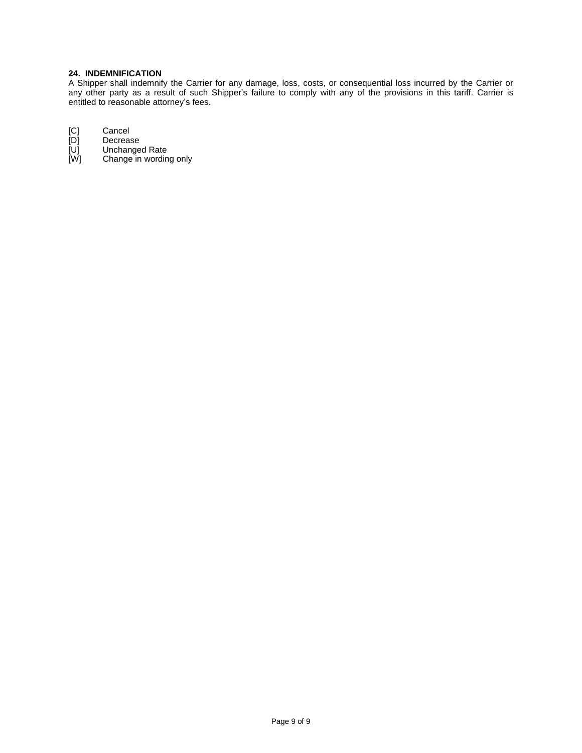**24. INDEMNIFICATION**

A Shipper shall indemnify the Carrier for any damage, loss, costs, or consequential loss incurred by the Carrier or any other party as a result of such Shipper's failure to comply with any of the provisions in this tariff. Carrier is entitled to reasonable attorney's fees.

[C] Cancel
[D] Decrease
[U] Unchanged Rate
[W] Change in wording only